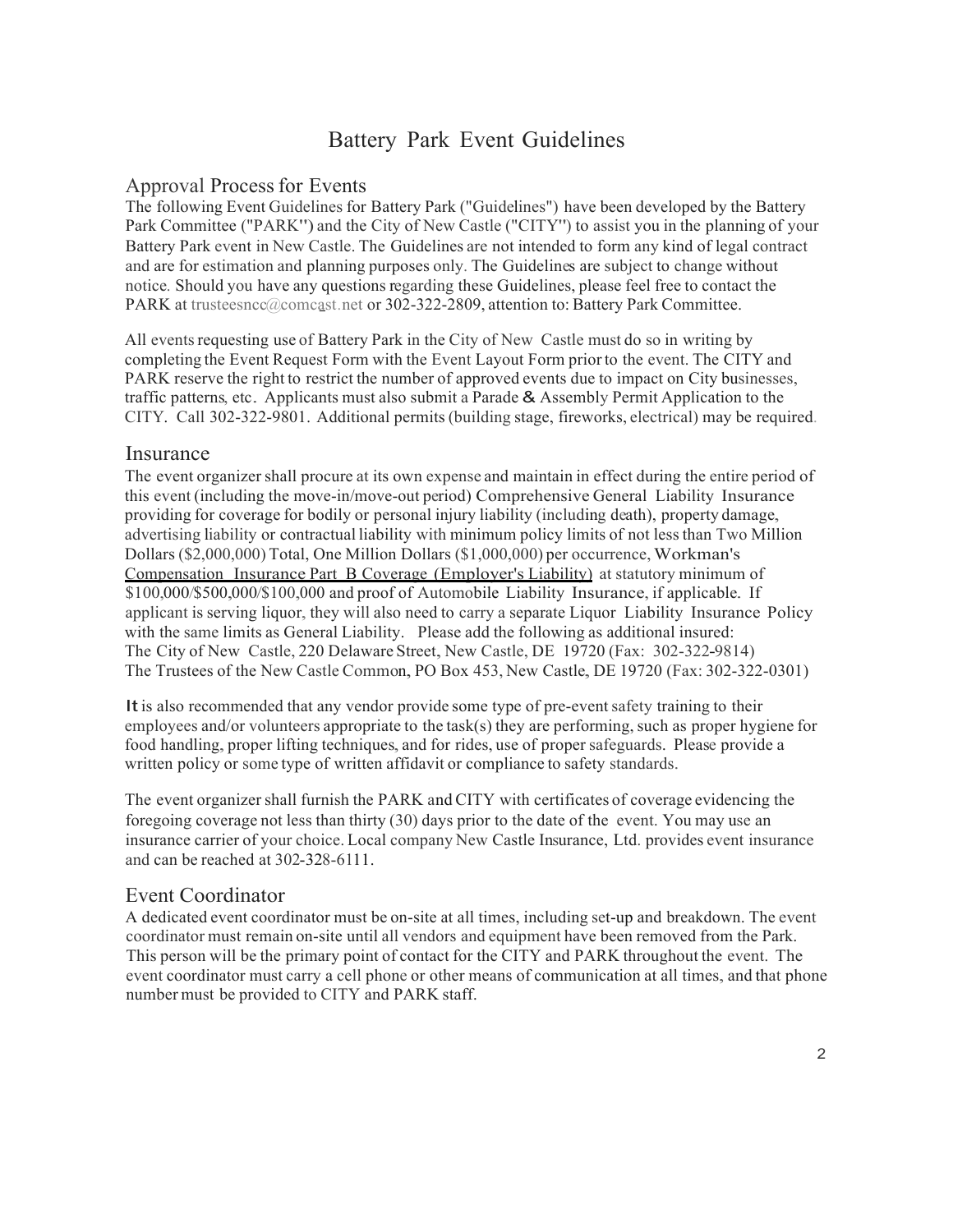# Battery Park Event Guidelines

## Approval Process for Events

The following Event Guidelines for Battery Park ("Guidelines") have been developed by the Battery Park Committee ("PARK") and the City of New Castle ("CITY") to assist you in the planning of your Battery Park event in New Castle. The Guidelines are not intended to form any kind of legal contract and are for estimation and planning purposes only. The Guidelines are subject to change without notice. Should you have any questions regarding these Guidelines, please feel free to contact the PARK at trusteesncc@comcast.net or 302-322-2809, attention to: Battery Park Committee.

All events requesting use of Battery Park in the City of New Castle must do so in writing by completing the Event Request Form with the Event Layout Form prior to the event. The CITY and PARK reserve the right to restrict the number of approved events due to impact on City businesses, traffic patterns, etc. Applicants must also submit a Parade & Assembly Permit Application to the CITY. Call 302-322-9801. Additional permits (building stage, fireworks, electrical) may be required.

## Insurance

The event organizer shall procure at its own expense and maintain in effect during the entire period of this event (including the move-in/move-out period) Comprehensive General Liability Insurance providing for coverage for bodily or personal injury liability (including death), property damage, advertising liability or contractual liability with minimum policy limits of not less than Two Million Dollars ($2,000,000) Total, One Million Dollars ($1,000,000) per occurrence, Workman's Compensation Insurance Part B Coverage (Employer's Liability) at statutory minimum of $100,000/$500,000/$100,000 and proof of Automobile Liability Insurance, if applicable. If applicant is serving liquor, they will also need to carry a separate Liquor Liability Insurance Policy with the same limits as General Liability. Please add the following as additional insured:
The City of New Castle, 220 Delaware Street, New Castle, DE 19720 (Fax: 302-322-9814)
The Trustees of the New Castle Common, PO Box 453, New Castle, DE 19720 (Fax: 302-322-0301)

It is also recommended that any vendor provide some type of pre-event safety training to their employees and/or volunteers appropriate to the task(s) they are performing, such as proper hygiene for food handling, proper lifting techniques, and for rides, use of proper safeguards. Please provide a written policy or some type of written affidavit or compliance to safety standards.

The event organizer shall furnish the PARK and CITY with certificates of coverage evidencing the foregoing coverage not less than thirty (30) days prior to the date of the event. You may use an insurance carrier of your choice. Local company New Castle Insurance, Ltd. provides event insurance and can be reached at 302-328-6111.

## Event Coordinator

A dedicated event coordinator must be on-site at all times, including set-up and breakdown. The event coordinator must remain on-site until all vendors and equipment have been removed from the Park. This person will be the primary point of contact for the CITY and PARK throughout the event. The event coordinator must carry a cell phone or other means of communication at all times, and that phone number must be provided to CITY and PARK staff.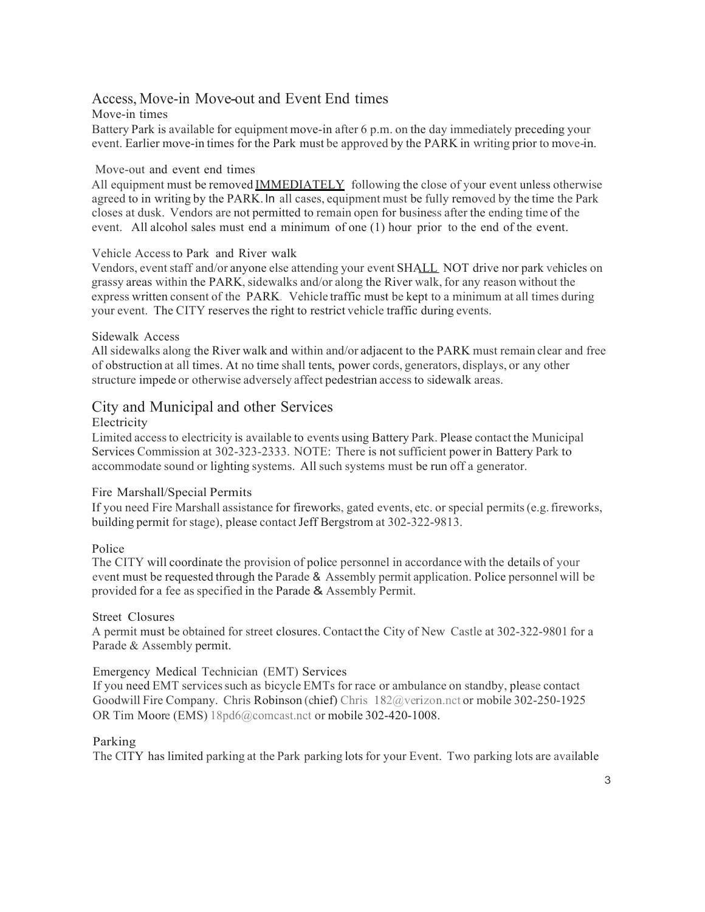## Access, Move-in Move-out and Event End times

### Move-in times

Battery Park is available for equipment move-in after 6 p.m. on the day immediately preceding your event. Earlier move-in times for the Park must be approved by the PARK in writing prior to move-in.

### Move-out and event end times

All equipment must be removed <u>IMMEDIATELY</u> following the close of your event unless otherwise agreed to in writing by the PARK. In all cases, equipment must be fully removed by the time the Park closes at dusk. Vendors are not permitted to remain open for business after the ending time of the event. All alcohol sales must end a minimum of one (1) hour prior to the end of the event.

### Vehicle Access to Park and River walk

Vendors, event staff and/or anyone else attending your event SHA<u>LL</u> NOT drive nor park vehicles on grassy areas within the PARK, sidewalks and/or along the River walk, for any reason without the express written consent of the PARK. Vehicle traffic must be kept to a minimum at all times during your event. The CITY reserves the right to restrict vehicle traffic during events.

### Sidewalk Access

All sidewalks along the River walk and within and/or adjacent to the PARK must remain clear and free of obstruction at all times. At no time shall tents, power cords, generators, displays, or any other structure impede or otherwise adversely affect pedestrian access to sidewalk areas.

## City and Municipal and other Services

### Electricity

Limited access to electricity is available to events using Battery Park. Please contact the Municipal Services Commission at 302-323-2333. NOTE: There is not sufficient power in Battery Park to accommodate sound or lighting systems. All such systems must be run off a generator.

### Fire Marshall/Special Permits

If you need Fire Marshall assistance for fireworks, gated events, etc. or special permits (e.g. fireworks, building permit for stage), please contact Jeff Bergstrom at 302-322-9813.

### Police

The CITY will coordinate the provision of police personnel in accordance with the details of your event must be requested through the Parade & Assembly permit application. Police personnel will be provided for a fee as specified in the Parade & Assembly Permit.

### Street Closures

A permit must be obtained for street closures. Contact the City of New Castle at 302-322-9801 for a Parade & Assembly permit.

### Emergency Medical Technician (EMT) Services

If you need EMT services such as bicycle EMTs for race or ambulance on standby, please contact Goodwill Fire Company. Chris Robinson (chief) Chris 182@verizon.nct or mobile 302-250-1925 OR Tim Moore (EMS) 18pd6@comcast.nct or mobile 302-420-1008.

### Parking

The CITY has limited parking at the Park parking lots for your Event. Two parking lots are available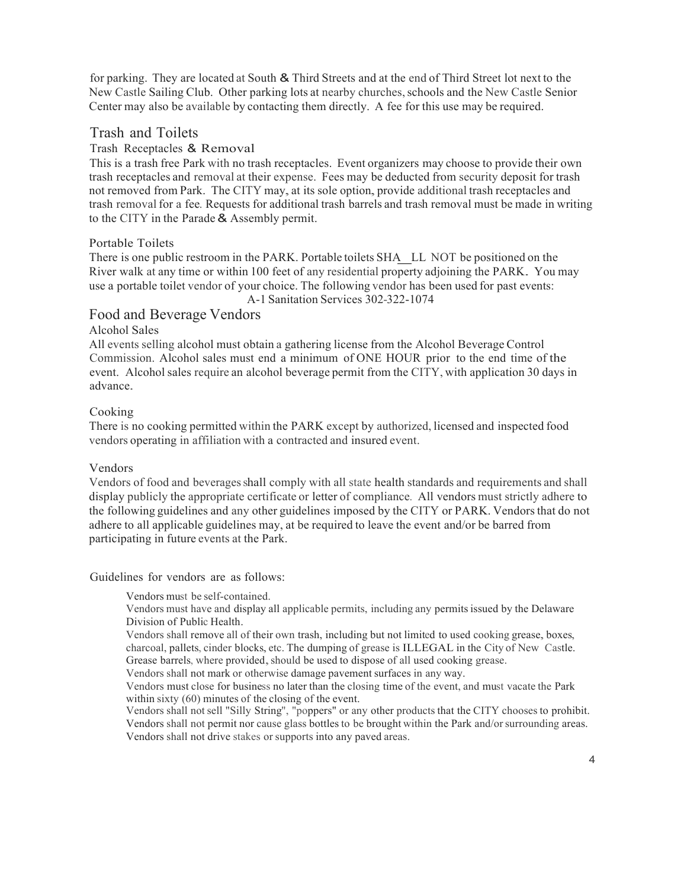for parking. They are located at South & Third Streets and at the end of Third Street lot next to the New Castle Sailing Club. Other parking lots at nearby churches, schools and the New Castle Senior Center may also be available by contacting them directly. A fee for this use may be required.

## Trash and Toilets

### Trash Receptacles & Removal

This is a trash free Park with no trash receptacles. Event organizers may choose to provide their own trash receptacles and removal at their expense. Fees may be deducted from security deposit for trash not removed from Park. The CITY may, at its sole option, provide additional trash receptacles and trash removal for a fee. Requests for additional trash barrels and trash removal must be made in writing to the CITY in the Parade & Assembly permit.

### Portable Toilets

There is one public restroom in the PARK. Portable toilets SHALL NOT be positioned on the River walk at any time or within 100 feet of any residential property adjoining the PARK. You may use a portable toilet vendor of your choice. The following vendor has been used for past events:

A-1 Sanitation Services 302-322-1074

## Food and Beverage Vendors

### Alcohol Sales

All events selling alcohol must obtain a gathering license from the Alcohol Beverage Control Commission. Alcohol sales must end a minimum of ONE HOUR prior to the end time of the event. Alcohol sales require an alcohol beverage permit from the CITY, with application 30 days in advance.

### Cooking

There is no cooking permitted within the PARK except by authorized, licensed and inspected food vendors operating in affiliation with a contracted and insured event.

### Vendors

Vendors of food and beverages shall comply with all state health standards and requirements and shall display publicly the appropriate certificate or letter of compliance. All vendors must strictly adhere to the following guidelines and any other guidelines imposed by the CITY or PARK. Vendors that do not adhere to all applicable guidelines may, at be required to leave the event and/or be barred from participating in future events at the Park.

Guidelines for vendors are as follows:

- Vendors must be self-contained.
- Vendors must have and display all applicable permits, including any permits issued by the Delaware Division of Public Health.
- Vendors shall remove all of their own trash, including but not limited to used cooking grease, boxes, charcoal, pallets, cinder blocks, etc. The dumping of grease is ILLEGAL in the City of New Castle. Grease barrels, where provided, should be used to dispose of all used cooking grease.
- Vendors shall not mark or otherwise damage pavement surfaces in any way.
- Vendors must close for business no later than the closing time of the event, and must vacate the Park within sixty (60) minutes of the closing of the event.
- Vendors shall not sell "Silly String", "poppers" or any other products that the CITY chooses to prohibit.
- Vendors shall not permit nor cause glass bottles to be brought within the Park and/or surrounding areas.
- Vendors shall not drive stakes or supports into any paved areas.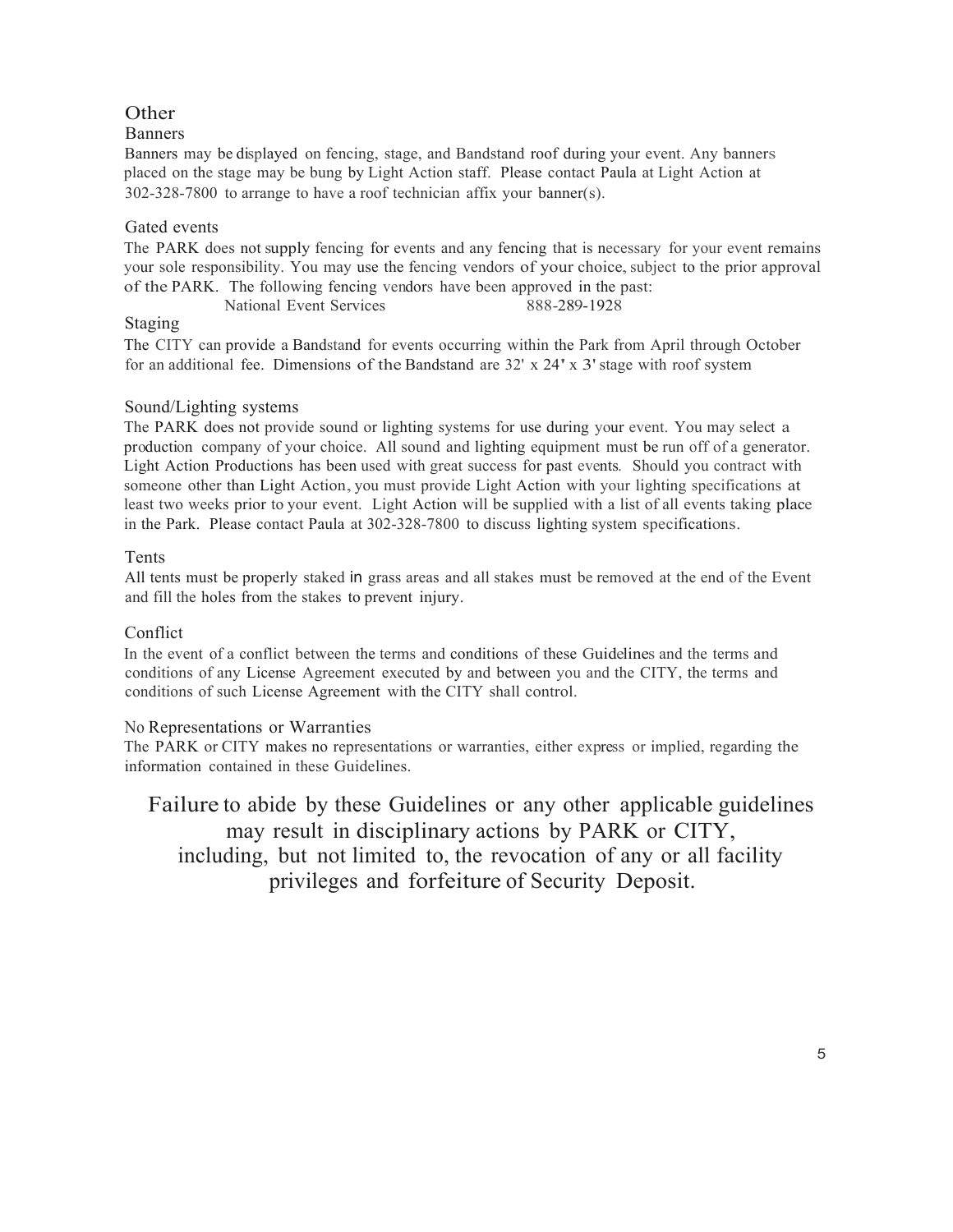## Other

### Banners

Banners may be displayed on fencing, stage, and Bandstand roof during your event. Any banners placed on the stage may be bung by Light Action staff. Please contact Paula at Light Action at 302-328-7800 to arrange to have a roof technician affix your banner(s).

### Gated events

The PARK does not supply fencing for events and any fencing that is necessary for your event remains your sole responsibility. You may use the fencing vendors of your choice, subject to the prior approval of the PARK. The following fencing vendors have been approved in the past:

| | |
|---|---|
| National Event Services | 888-289-1928 |

### Staging

The CITY can provide a Bandstand for events occurring within the Park from April through October for an additional fee. Dimensions of the Bandstand are 32' x 24' x 3' stage with roof system

### Sound/Lighting systems

The PARK does not provide sound or lighting systems for use during your event. You may select a production company of your choice. All sound and lighting equipment must be run off of a generator. Light Action Productions has been used with great success for past events. Should you contract with someone other than Light Action, you must provide Light Action with your lighting specifications at least two weeks prior to your event. Light Action will be supplied with a list of all events taking place in the Park. Please contact Paula at 302-328-7800 to discuss lighting system specifications.

### Tents

All tents must be properly staked in grass areas and all stakes must be removed at the end of the Event and fill the holes from the stakes to prevent injury.

### Conflict

In the event of a conflict between the terms and conditions of these Guidelines and the terms and conditions of any License Agreement executed by and between you and the CITY, the terms and conditions of such License Agreement with the CITY shall control.

### No Representations or Warranties

The PARK or CITY makes no representations or warranties, either express or implied, regarding the information contained in these Guidelines.

Failure to abide by these Guidelines or any other applicable guidelines may result in disciplinary actions by PARK or CITY, including, but not limited to, the revocation of any or all facility privileges and forfeiture of Security Deposit.